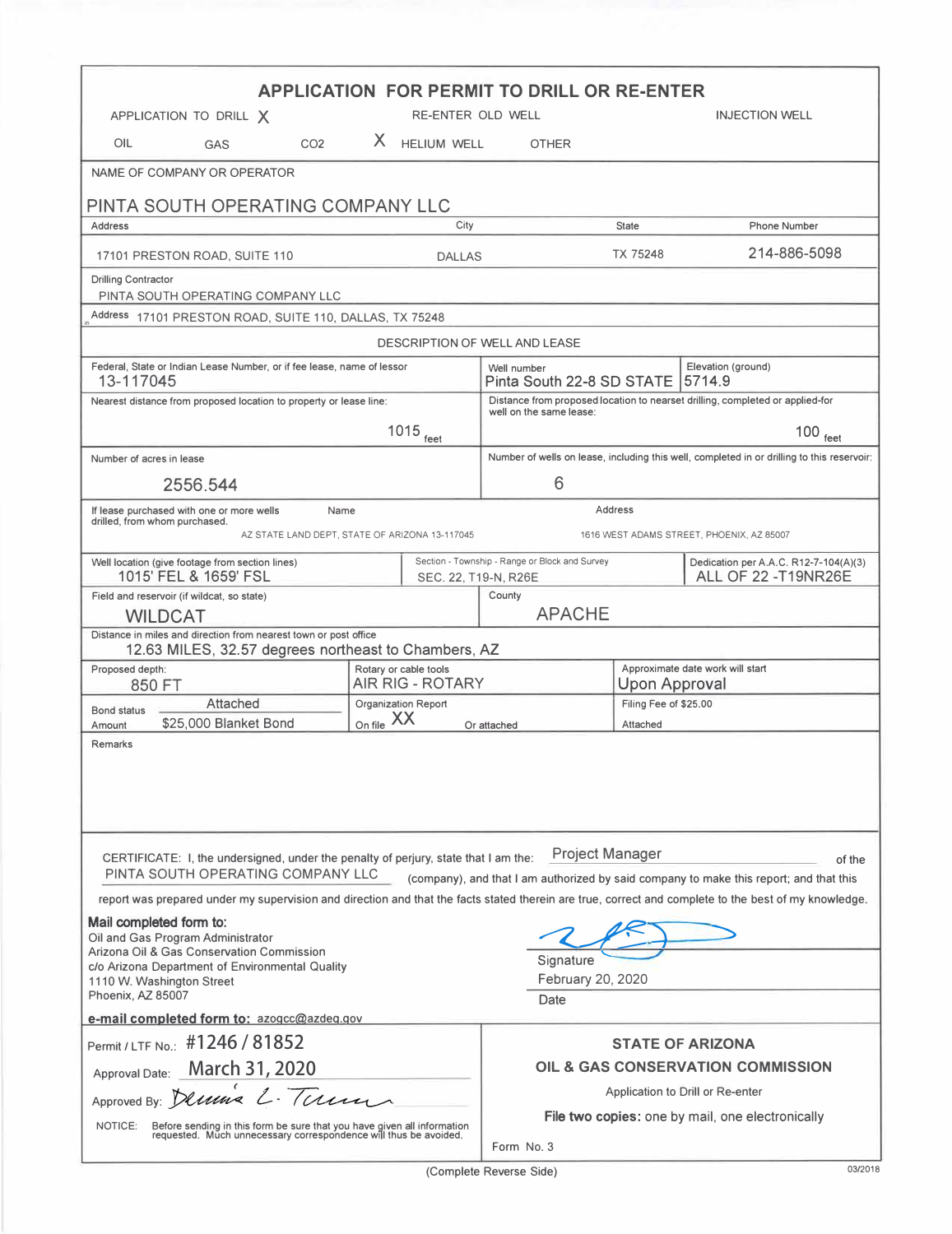# APPLICATION FOR PERMIT TO DRILL OR RE-ENTER

APPLICATION TO DRILL **X** RE-ENTER OLD WELL INJECTION WELL

OIL GAS $CO_2$ **X** HELIUM WELL OTHER

| NAME OF COMPANY OR OPERATOR | | | |
|---|---|---|---|
| PINTA SOUTH OPERATING COMPANY LLC | | | |
| Address | City | State | Phone Number |
| 17101 PRESTON ROAD, SUITE 110 | DALLAS | TX 75248 | 214-886-5098 |

Drilling Contractor
PINTA SOUTH OPERATING COMPANY LLC

Address 17101 PRESTON ROAD, SUITE 110, DALLAS, TX 75248

## DESCRIPTION OF WELL AND LEASE

| Federal, State or Indian Lease Number, or if fee lease, name of lessor | Well number | Elevation (ground) |
|---|---|---|
| 13-117045 | Pinta South 22-8 SD STATE | 5714.9 |

| Nearest distance from proposed location to property or lease line: | Distance from proposed location to nearset drilling, completed or applied-for well on the same lease: |
|---|---|
| 1015 feet | 100 feet |
| Number of acres in lease | Number of wells on lease, including this well, completed in or drilling to this reservoir: |
| 2556.544 | 6 |

| If lease purchased with one or more wells drilled, from whom purchased. | Name | Address |
|---|---|---|
| | AZ STATE LAND DEPT, STATE OF ARIZONA 13-117045 | 1616 WEST ADAMS STREET, PHOENIX, AZ 85007 |

| Well location (give footage from section lines) | Section - Township - Range or Block and Survey | Dedication per A.A.C. R12-7-104(A)(3) |
|---|---|---|
| 1015' FEL & 1659' FSL | SEC. 22, T19-N, R26E | ALL OF 22 -T19NR26E |

| Field and reservoir (if wildcat, so state) | County |
|---|---|
| WILDCAT | APACHE |

Distance in miles and direction from nearest town or post office
12.63 MILES, 32.57 degrees northeast to Chambers, AZ

| Proposed depth: | Rotary or cable tools | Approximate date work will start |
|---|---|---|
| 850 FT | AIR RIG - ROTARY | Upon Approval |
| Bond status: Attached<br>Amount: $25,000 Blanket Bond | Organization Report<br>On file XX Or attached | Filing Fee of $25.00<br>Attached |

Remarks

CERTIFICATE: I, the undersigned, under the penalty of perjury, state that I am the: Project Manager of the PINTA SOUTH OPERATING COMPANY LLC (company), and that I am authorized by said company to make this report; and that this report was prepared under my supervision and direction and that the facts stated therein are true, correct and complete to the best of my knowledge.

**Mail completed form to:**
Oil and Gas Program Administrator
Arizona Oil & Gas Conservation Commission
c/o Arizona Department of Environmental Quality
1110 W. Washington Street
Phoenix, AZ 85007

**e-mail completed form to:** azogcc@azdeq.gov

Signature

February 20, 2020
Date

Permit / LTF No.: #1246 / 81852

Approval Date: March 31, 2020

Approved By: Dennis L. Turner

NOTICE: Before sending in this form be sure that you have given all information requested. Much unnecessary correspondence will thus be avoided.

**STATE OF ARIZONA**
**OIL & GAS CONSERVATION COMMISSION**
Application to Drill or Re-enter
**File two copies:** one by mail, one electronically

Form No. 3

(Complete Reverse Side)

03/2018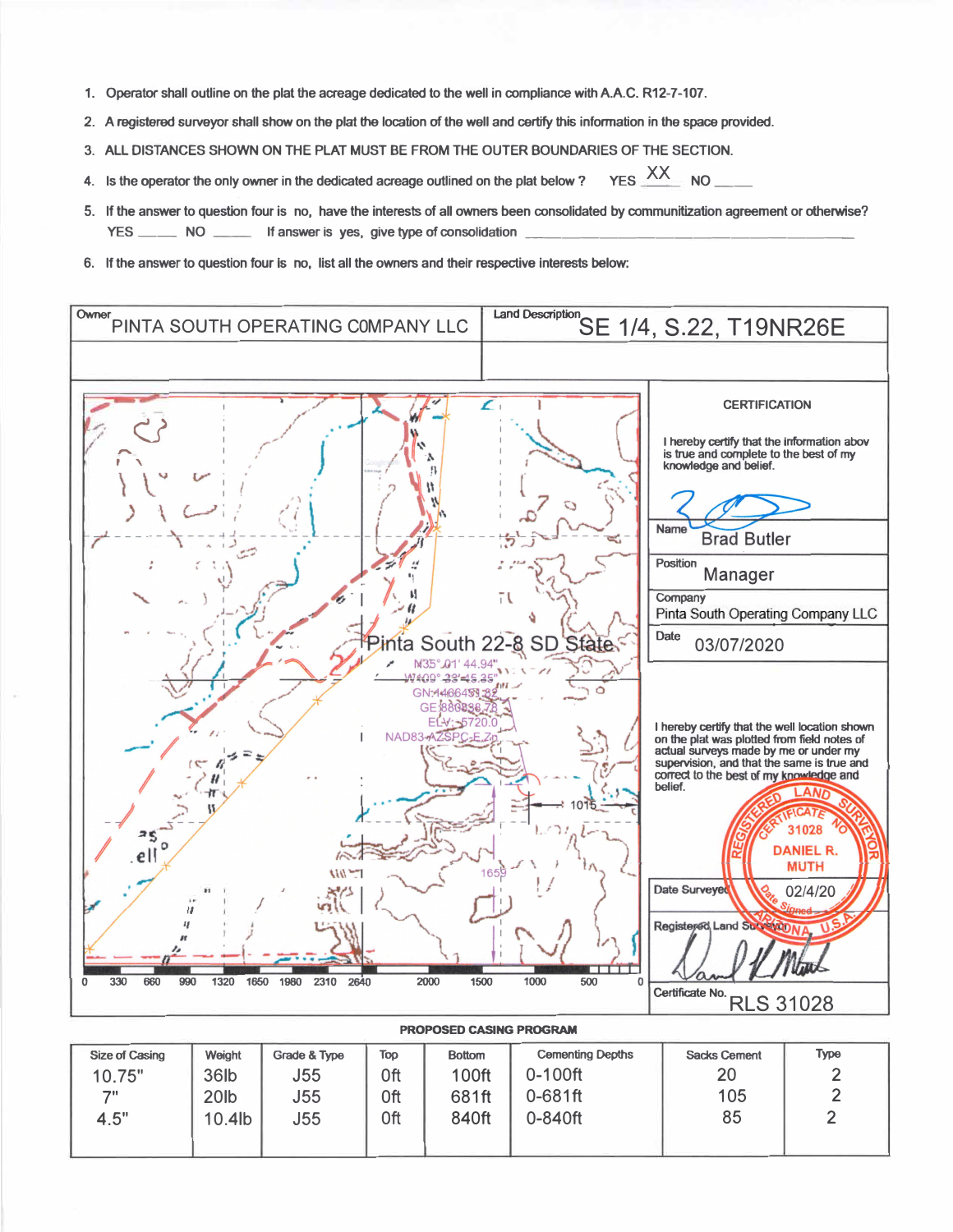1. Operator shall outline on the plat the acreage dedicated to the well in compliance with A.A.C. R12-7-107.
2. A registered surveyor shall show on the plat the location of the well and certify this information in the space provided.
3. ALL DISTANCES SHOWN ON THE PLAT MUST BE FROM THE OUTER BOUNDARIES OF THE SECTION.
4. Is the operator the only owner in the dedicated acreage outlined on the plat below? YES XX NO ____
5. If the answer to question four is no, have the interests of all owners been consolidated by communitization agreement or otherwise? YES _____ NO _____ If answer is yes, give type of consolidation ____________________
6. If the answer to question four is no, list all the owners and their respective interests below:

| Owner | Land Description |
|---|---|
| PINTA SOUTH OPERATING COMPANY LLC | SE 1/4, S.22, T19NR26E |

Pinta South 22-8 SD State

N35° 01' 44.94"
W109° 28' 45.35"
GN: 1466451.82
GE: 886836.78
ELV: 5720.0
NAD83 AZSPC E Zn

1015

1659

0 330 660 990 1320 1650 1980 2310 2640 2000 1500 1000 500 0

**CERTIFICATION**

I hereby certify that the information above is true and complete to the best of my knowledge and belief.

Name: Brad Butler

Position: Manager

Company: Pinta South Operating Company LLC

Date: 03/07/2020

I hereby certify that the well location shown on the plat was plotted from field notes of actual surveys made by me or under my supervision, and that the same is true and correct to the best of my knowledge and belief.

REGISTERED LAND SURVEYOR — CERTIFICATE NO. 31028 — DANIEL R. MUTH — Date Signed — ARIZONA, U.S.A.

Date Surveyed: 02/4/20

Registered Land Surveyor: [signature]

Certificate No. RLS 31028

**PROPOSED CASING PROGRAM**

| Size of Casing | Weight | Grade & Type | Top | Bottom | Cementing Depths | Sacks Cement | Type |
|---|---|---|---|---|---|---|---|
| 10.75" | 36lb | J55 | 0ft | 100ft | 0-100ft | 20 | 2 |
| 7" | 20lb | J55 | 0ft | 681ft | 0-681ft | 105 | 2 |
| 4.5" | 10.4lb | J55 | 0ft | 840ft | 0-840ft | 85 | 2 |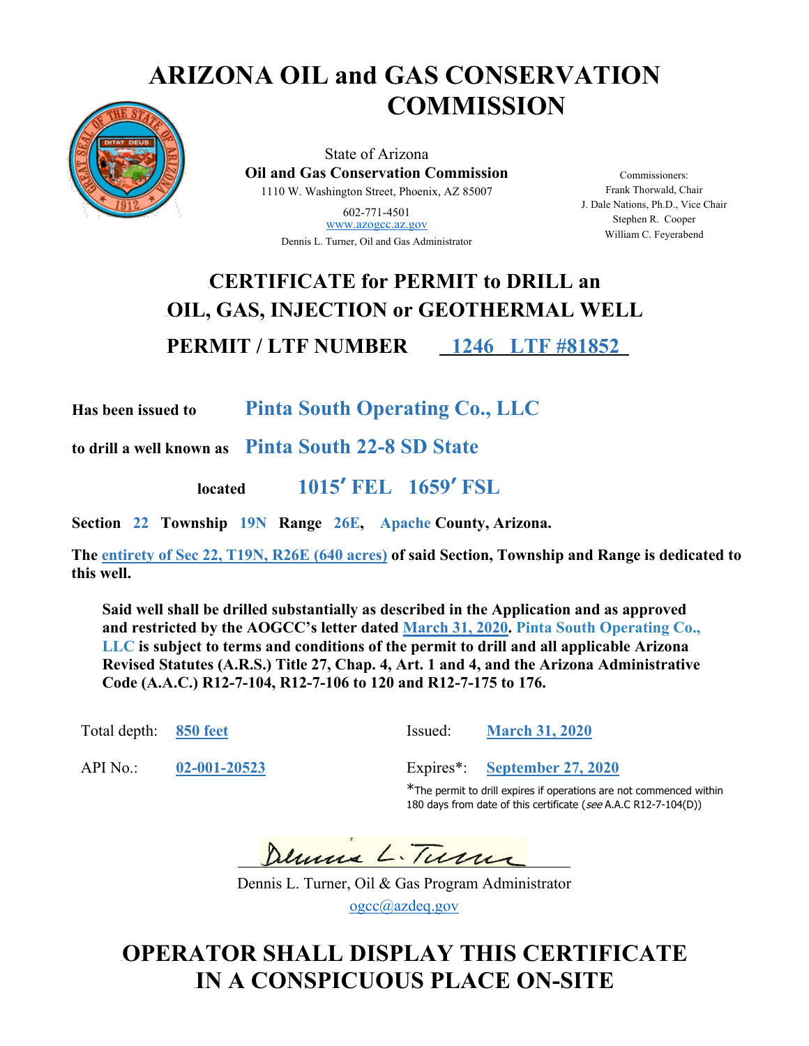# ARIZONA OIL and GAS CONSERVATION COMMISSION

State of Arizona
**Oil and Gas Conservation Commission**
1110 W. Washington Street, Phoenix, AZ 85007
602-771-4501
www.azogcc.az.gov
Dennis L. Turner, Oil and Gas Administrator

Commissioners:
Frank Thorwald, Chair
J. Dale Nations, Ph.D., Vice Chair
Stephen R. Cooper
William C. Feyerabend

## CERTIFICATE for PERMIT to DRILL an OIL, GAS, INJECTION or GEOTHERMAL WELL

## PERMIT / LTF NUMBER 1246 LTF #81852

**Has been issued to** **Pinta South Operating Co., LLC**

**to drill a well known as** **Pinta South 22-8 SD State**

**located** **1015′ FEL 1659′ FSL**

**Section 22 Township 19N Range 26E, Apache County, Arizona.**

**The entirety of Sec 22, T19N, R26E (640 acres) of said Section, Township and Range is dedicated to this well.**

**Said well shall be drilled substantially as described in the Application and as approved and restricted by the AOGCC's letter dated March 31, 2020. Pinta South Operating Co., LLC is subject to terms and conditions of the permit to drill and all applicable Arizona Revised Statutes (A.R.S.) Title 27, Chap. 4, Art. 1 and 4, and the Arizona Administrative Code (A.A.C.) R12-7-104, R12-7-106 to 120 and R12-7-175 to 176.**

Total depth: **850 feet**

API No.: **02-001-20523**

Issued: **March 31, 2020**

Expires*: **September 27, 2020**

*The permit to drill expires if operations are not commenced within 180 days from date of this certificate (*see* A.A.C R12-7-104(D))

Dennis L. Turner

Dennis L. Turner, Oil & Gas Program Administrator
ogcc@azdeq.gov

## OPERATOR SHALL DISPLAY THIS CERTIFICATE IN A CONSPICUOUS PLACE ON-SITE